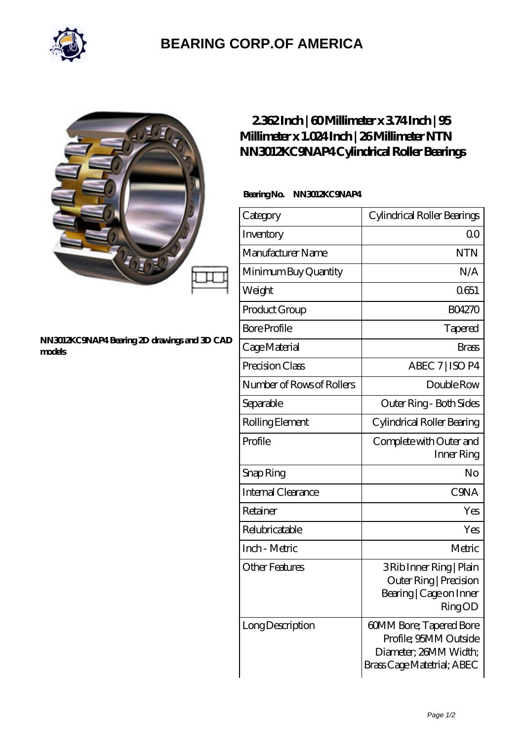# BEARING CORP.OF AMERICA

NN3012KC9NAP4 Bearing 2D drawings and 3D CAD models

## 2.362 Inch | 60 Millimeter x 3.74 Inch | 95 Millimeter x 1.024 Inch | 26 Millimeter NTN NN3012KC9NAP4 Cylindrical Roller Bearings

**Bearing No. NN3012KC9NAP4**

| Category | Cylindrical Roller Bearings |
|---|---|
| Inventory | 0.0 |
| Manufacturer Name | NTN |
| Minimum Buy Quantity | N/A |
| Weight | 0.651 |
| Product Group | B04270 |
| Bore Profile | Tapered |
| Cage Material | Brass |
| Precision Class | ABEC 7 \| ISO P4 |
| Number of Rows of Rollers | Double Row |
| Separable | Outer Ring - Both Sides |
| Rolling Element | Cylindrical Roller Bearing |
| Profile | Complete with Outer and Inner Ring |
| Snap Ring | No |
| Internal Clearance | C9NA |
| Retainer | Yes |
| Relubricatable | Yes |
| Inch - Metric | Metric |
| Other Features | 3 Rib Inner Ring \| Plain Outer Ring \| Precision Bearing \| Cage on Inner Ring OD |
| Long Description | 60MM Bore; Tapered Bore Profile; 95MM Outside Diameter; 26MM Width; Brass Cage Matetrial; ABEC |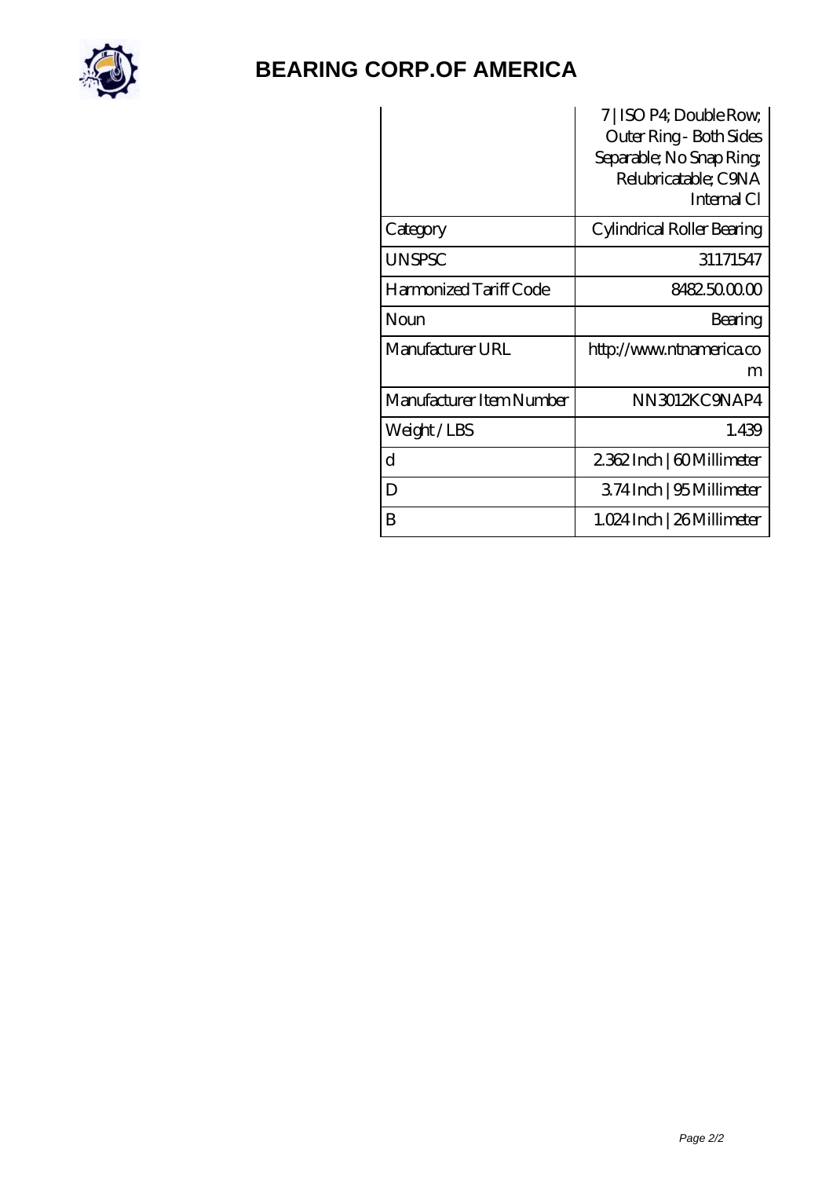| | |
|---|---|
| | 7 \| ISO P4; Double Row; Outer Ring - Both Sides Separable; No Snap Ring; Relubricatable; C9NA Internal Cl |
| Category | Cylindrical Roller Bearing |
| UNSPSC | 31171547 |
| Harmonized Tariff Code | 8482.50.00.00 |
| Noun | Bearing |
| Manufacturer URL | http://www.ntnamerica.com |
| Manufacturer Item Number | NN3012KC9NAP4 |
| Weight / LBS | 1.439 |
| d | 2.362 Inch \| 60 Millimeter |
| D | 3.74 Inch \| 95 Millimeter |
| B | 1.024 Inch \| 26 Millimeter |